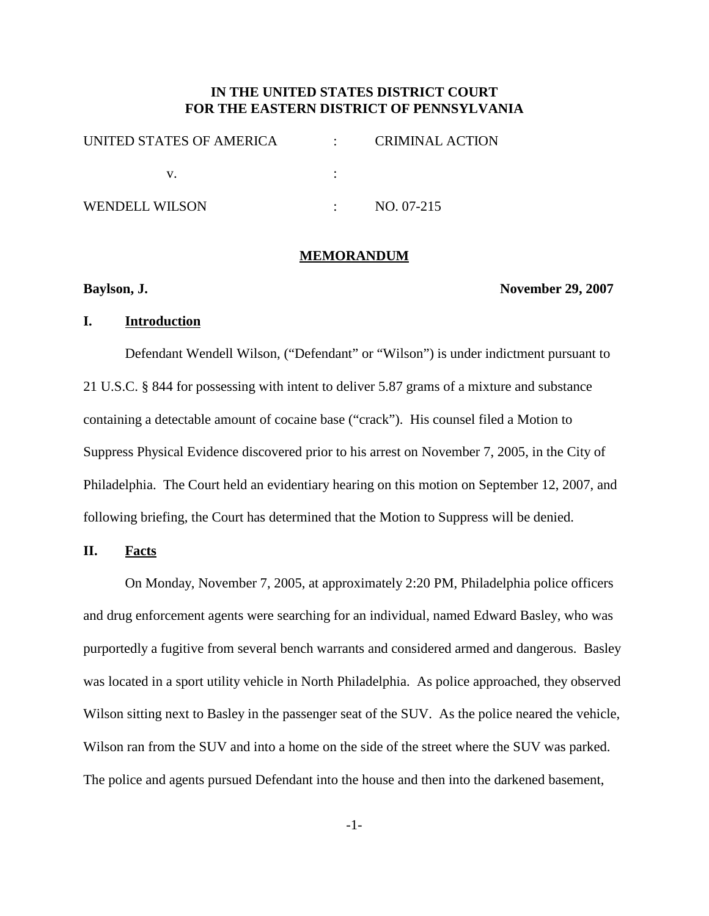**IN THE UNITED STATES DISTRICT COURT**
**FOR THE EASTERN DISTRICT OF PENNSYLVANIA**

| | | |
|---|---|---|
| UNITED STATES OF AMERICA | : | CRIMINAL ACTION |
| v. | : | |
| WENDELL WILSON | : | NO. 07-215 |

**MEMORANDUM**

**Baylson, J.** **November 29, 2007**

## I. Introduction

Defendant Wendell Wilson, ("Defendant" or "Wilson") is under indictment pursuant to 21 U.S.C. § 844 for possessing with intent to deliver 5.87 grams of a mixture and substance containing a detectable amount of cocaine base ("crack"). His counsel filed a Motion to Suppress Physical Evidence discovered prior to his arrest on November 7, 2005, in the City of Philadelphia. The Court held an evidentiary hearing on this motion on September 12, 2007, and following briefing, the Court has determined that the Motion to Suppress will be denied.

## II. Facts

On Monday, November 7, 2005, at approximately 2:20 PM, Philadelphia police officers and drug enforcement agents were searching for an individual, named Edward Basley, who was purportedly a fugitive from several bench warrants and considered armed and dangerous. Basley was located in a sport utility vehicle in North Philadelphia. As police approached, they observed Wilson sitting next to Basley in the passenger seat of the SUV. As the police neared the vehicle, Wilson ran from the SUV and into a home on the side of the street where the SUV was parked. The police and agents pursued Defendant into the house and then into the darkened basement,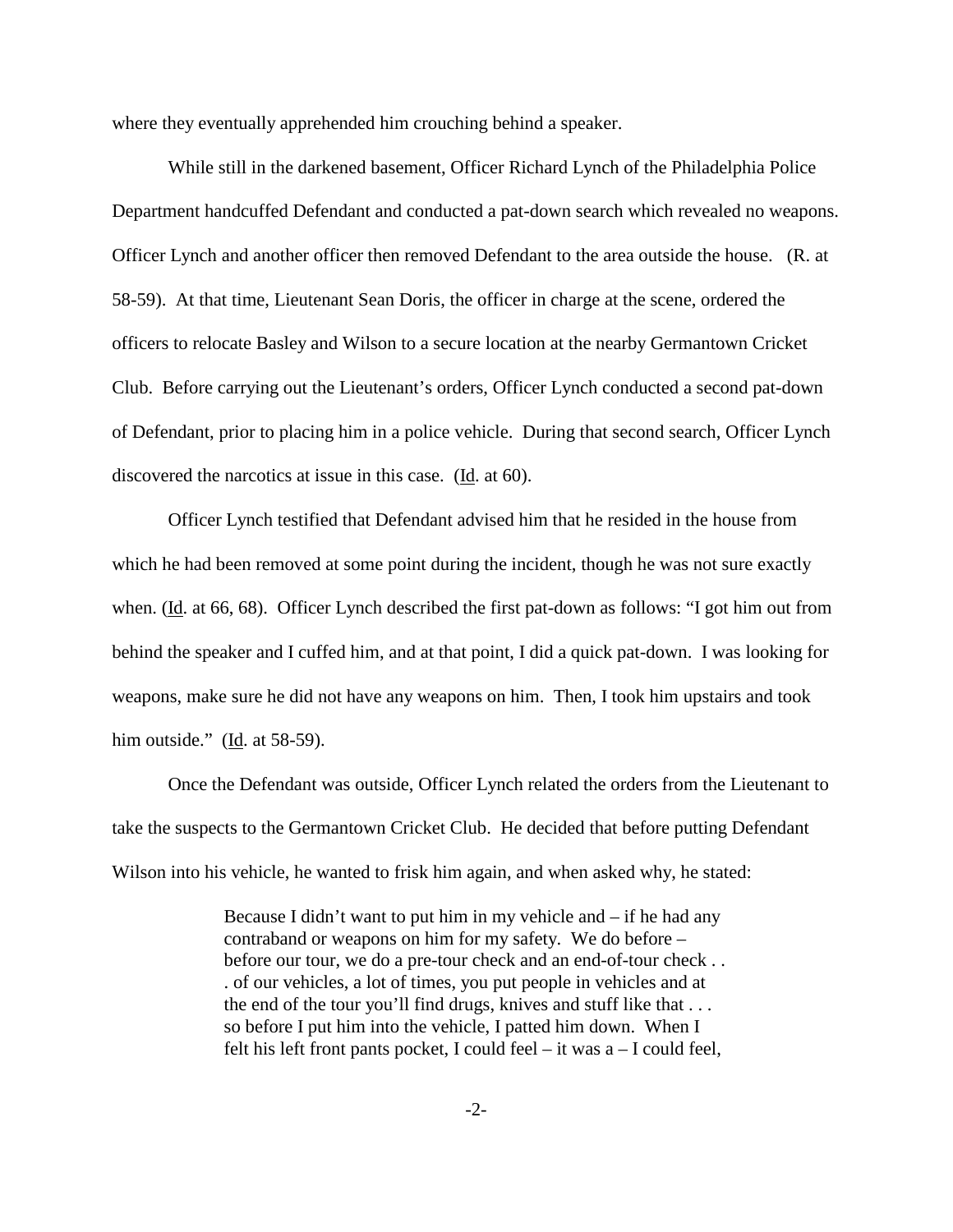where they eventually apprehended him crouching behind a speaker.

While still in the darkened basement, Officer Richard Lynch of the Philadelphia Police Department handcuffed Defendant and conducted a pat-down search which revealed no weapons. Officer Lynch and another officer then removed Defendant to the area outside the house. (R. at 58-59). At that time, Lieutenant Sean Doris, the officer in charge at the scene, ordered the officers to relocate Basley and Wilson to a secure location at the nearby Germantown Cricket Club. Before carrying out the Lieutenant's orders, Officer Lynch conducted a second pat-down of Defendant, prior to placing him in a police vehicle. During that second search, Officer Lynch discovered the narcotics at issue in this case. (Id. at 60).

Officer Lynch testified that Defendant advised him that he resided in the house from which he had been removed at some point during the incident, though he was not sure exactly when. (Id. at 66, 68). Officer Lynch described the first pat-down as follows: "I got him out from behind the speaker and I cuffed him, and at that point, I did a quick pat-down. I was looking for weapons, make sure he did not have any weapons on him. Then, I took him upstairs and took him outside." (Id. at 58-59).

Once the Defendant was outside, Officer Lynch related the orders from the Lieutenant to take the suspects to the Germantown Cricket Club. He decided that before putting Defendant Wilson into his vehicle, he wanted to frisk him again, and when asked why, he stated:

> Because I didn't want to put him in my vehicle and – if he had any contraband or weapons on him for my safety. We do before – before our tour, we do a pre-tour check and an end-of-tour check . . . of our vehicles, a lot of times, you put people in vehicles and at the end of the tour you'll find drugs, knives and stuff like that . . . so before I put him into the vehicle, I patted him down. When I felt his left front pants pocket, I could feel – it was a – I could feel,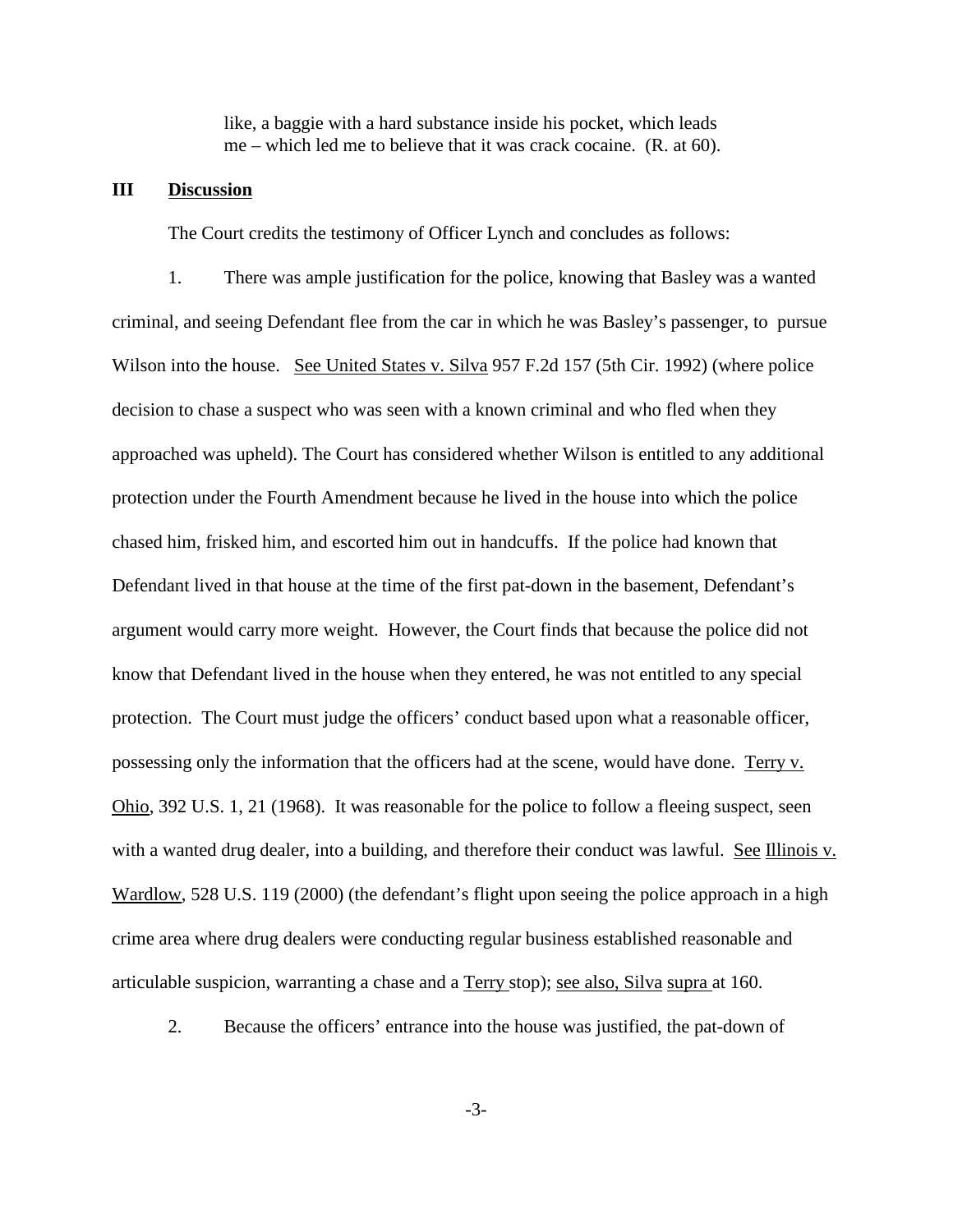> like, a baggie with a hard substance inside his pocket, which leads me – which led me to believe that it was crack cocaine. (R. at 60).

## III Discussion

The Court credits the testimony of Officer Lynch and concludes as follows:

1. There was ample justification for the police, knowing that Basley was a wanted criminal, and seeing Defendant flee from the car in which he was Basley's passenger, to pursue Wilson into the house. See United States v. Silva 957 F.2d 157 (5th Cir. 1992) (where police decision to chase a suspect who was seen with a known criminal and who fled when they approached was upheld). The Court has considered whether Wilson is entitled to any additional protection under the Fourth Amendment because he lived in the house into which the police chased him, frisked him, and escorted him out in handcuffs. If the police had known that Defendant lived in that house at the time of the first pat-down in the basement, Defendant's argument would carry more weight. However, the Court finds that because the police did not know that Defendant lived in the house when they entered, he was not entitled to any special protection. The Court must judge the officers' conduct based upon what a reasonable officer, possessing only the information that the officers had at the scene, would have done. Terry v. Ohio, 392 U.S. 1, 21 (1968). It was reasonable for the police to follow a fleeing suspect, seen with a wanted drug dealer, into a building, and therefore their conduct was lawful. See Illinois v. Wardlow, 528 U.S. 119 (2000) (the defendant's flight upon seeing the police approach in a high crime area where drug dealers were conducting regular business established reasonable and articulable suspicion, warranting a chase and a Terry stop); see also, Silva supra at 160.

2. Because the officers' entrance into the house was justified, the pat-down of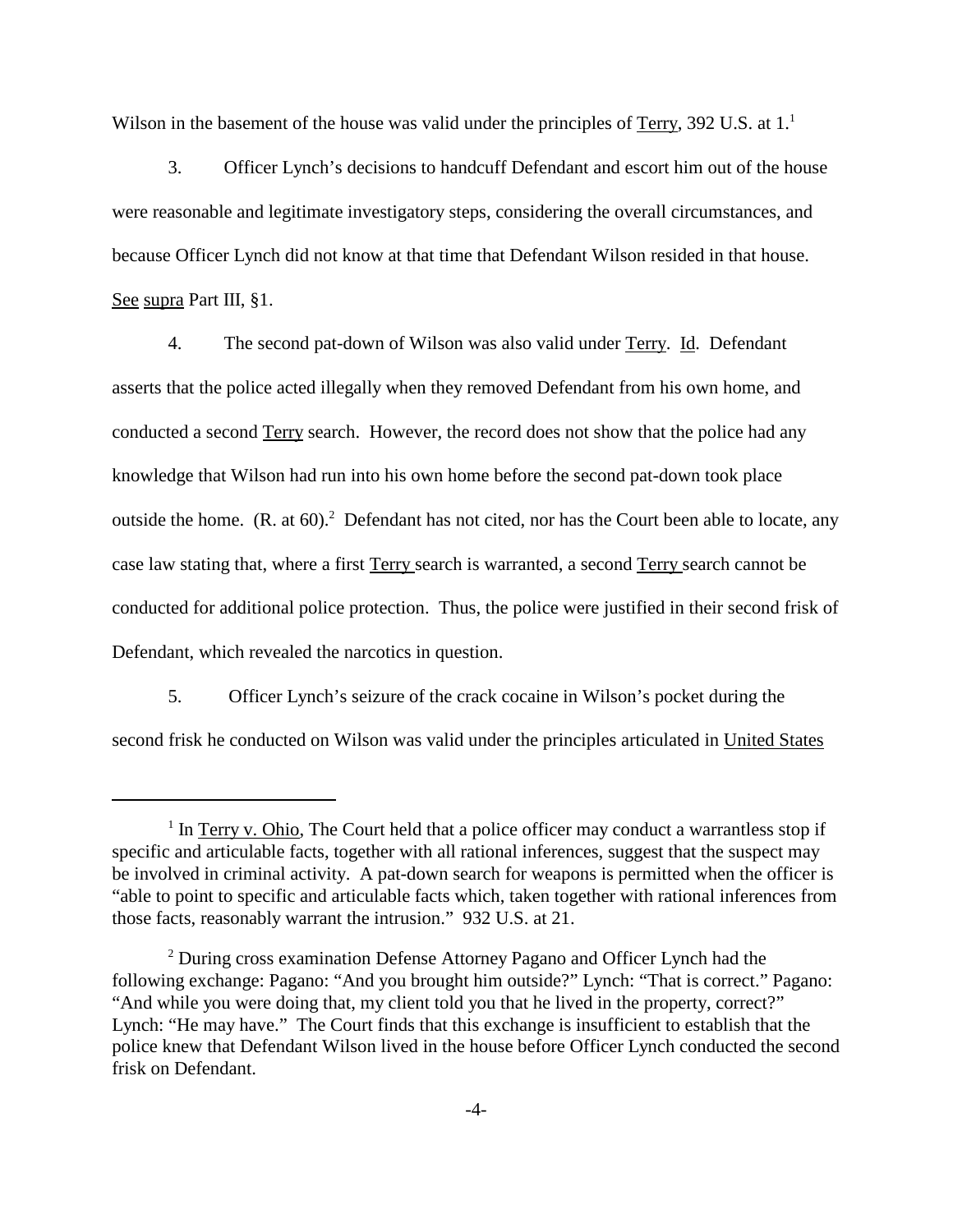Wilson in the basement of the house was valid under the principles of Terry, 392 U.S. at 1.[1]

3. Officer Lynch's decisions to handcuff Defendant and escort him out of the house were reasonable and legitimate investigatory steps, considering the overall circumstances, and because Officer Lynch did not know at that time that Defendant Wilson resided in that house. See supra Part III, §1.

4. The second pat-down of Wilson was also valid under Terry. Id. Defendant asserts that the police acted illegally when they removed Defendant from his own home, and conducted a second Terry search. However, the record does not show that the police had any knowledge that Wilson had run into his own home before the second pat-down took place outside the home. (R. at 60).[2] Defendant has not cited, nor has the Court been able to locate, any case law stating that, where a first Terry search is warranted, a second Terry search cannot be conducted for additional police protection. Thus, the police were justified in their second frisk of Defendant, which revealed the narcotics in question.

5. Officer Lynch's seizure of the crack cocaine in Wilson's pocket during the second frisk he conducted on Wilson was valid under the principles articulated in United States

---

[1] In Terry v. Ohio, The Court held that a police officer may conduct a warrantless stop if specific and articulable facts, together with all rational inferences, suggest that the suspect may be involved in criminal activity. A pat-down search for weapons is permitted when the officer is "able to point to specific and articulable facts which, taken together with rational inferences from those facts, reasonably warrant the intrusion." 932 U.S. at 21.

[2] During cross examination Defense Attorney Pagano and Officer Lynch had the following exchange: Pagano: "And you brought him outside?" Lynch: "That is correct." Pagano: "And while you were doing that, my client told you that he lived in the property, correct?" Lynch: "He may have." The Court finds that this exchange is insufficient to establish that the police knew that Defendant Wilson lived in the house before Officer Lynch conducted the second frisk on Defendant.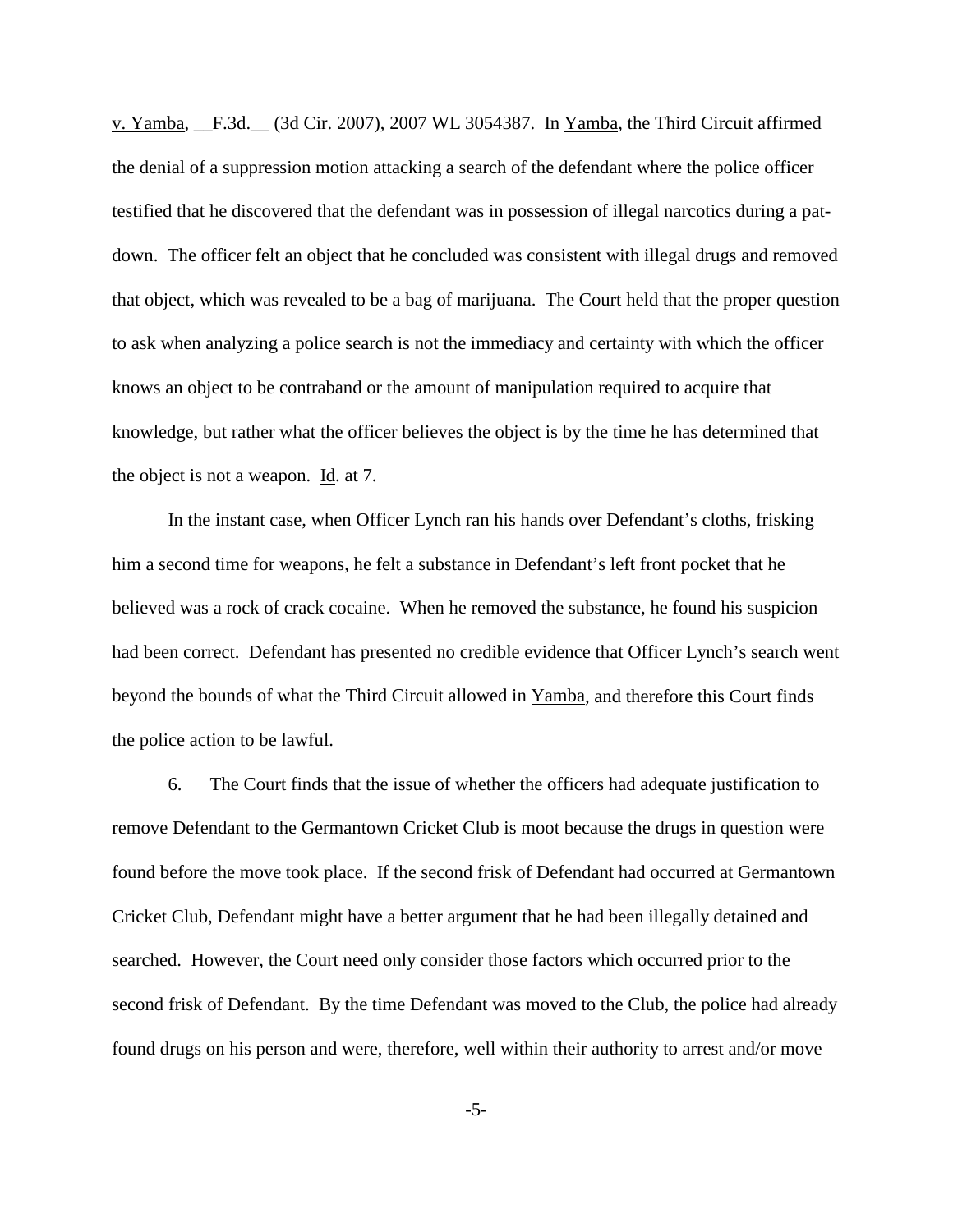v. Yamba, __F.3d.__ (3d Cir. 2007), 2007 WL 3054387. In Yamba, the Third Circuit affirmed the denial of a suppression motion attacking a search of the defendant where the police officer testified that he discovered that the defendant was in possession of illegal narcotics during a pat-down. The officer felt an object that he concluded was consistent with illegal drugs and removed that object, which was revealed to be a bag of marijuana. The Court held that the proper question to ask when analyzing a police search is not the immediacy and certainty with which the officer knows an object to be contraband or the amount of manipulation required to acquire that knowledge, but rather what the officer believes the object is by the time he has determined that the object is not a weapon. Id. at 7.

In the instant case, when Officer Lynch ran his hands over Defendant's cloths, frisking him a second time for weapons, he felt a substance in Defendant's left front pocket that he believed was a rock of crack cocaine. When he removed the substance, he found his suspicion had been correct. Defendant has presented no credible evidence that Officer Lynch's search went beyond the bounds of what the Third Circuit allowed in Yamba, and therefore this Court finds the police action to be lawful.

6. The Court finds that the issue of whether the officers had adequate justification to remove Defendant to the Germantown Cricket Club is moot because the drugs in question were found before the move took place. If the second frisk of Defendant had occurred at Germantown Cricket Club, Defendant might have a better argument that he had been illegally detained and searched. However, the Court need only consider those factors which occurred prior to the second frisk of Defendant. By the time Defendant was moved to the Club, the police had already found drugs on his person and were, therefore, well within their authority to arrest and/or move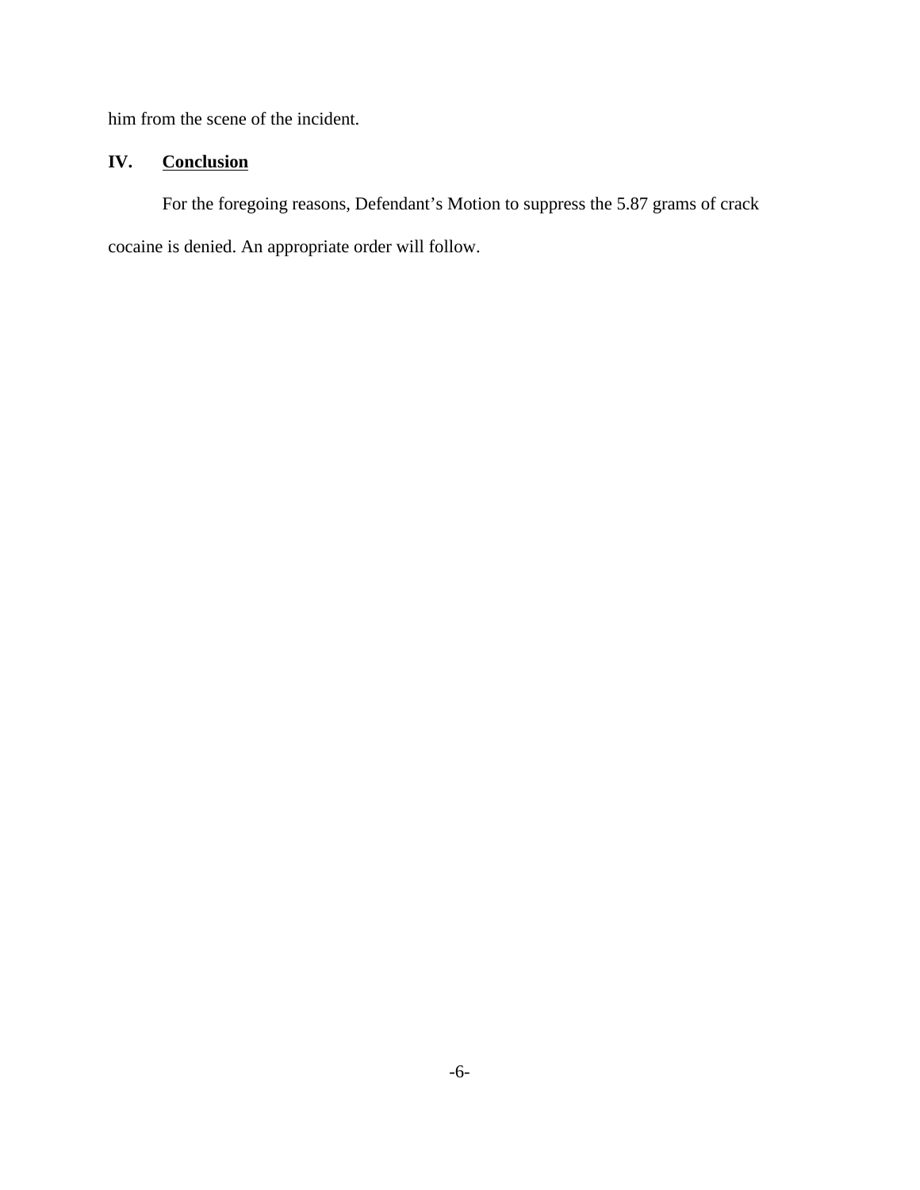him from the scene of the incident.

## IV. Conclusion

For the foregoing reasons, Defendant's Motion to suppress the 5.87 grams of crack cocaine is denied. An appropriate order will follow.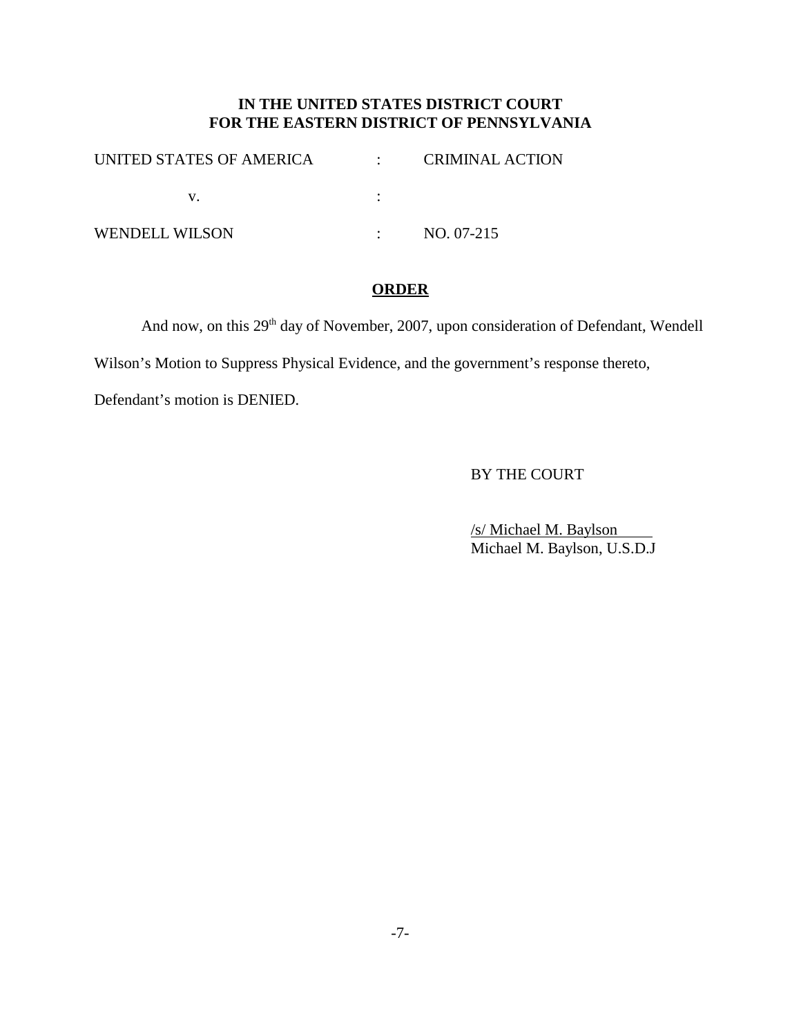**IN THE UNITED STATES DISTRICT COURT**
**FOR THE EASTERN DISTRICT OF PENNSYLVANIA**

| | | |
|---|---|---|
| UNITED STATES OF AMERICA | : | CRIMINAL ACTION |
| v. | : | |
| WENDELL WILSON | : | NO. 07-215 |

**ORDER**

And now, on this 29th day of November, 2007, upon consideration of Defendant, Wendell Wilson's Motion to Suppress Physical Evidence, and the government's response thereto, Defendant's motion is DENIED.

BY THE COURT

/s/ Michael M. Baylson
Michael M. Baylson, U.S.D.J